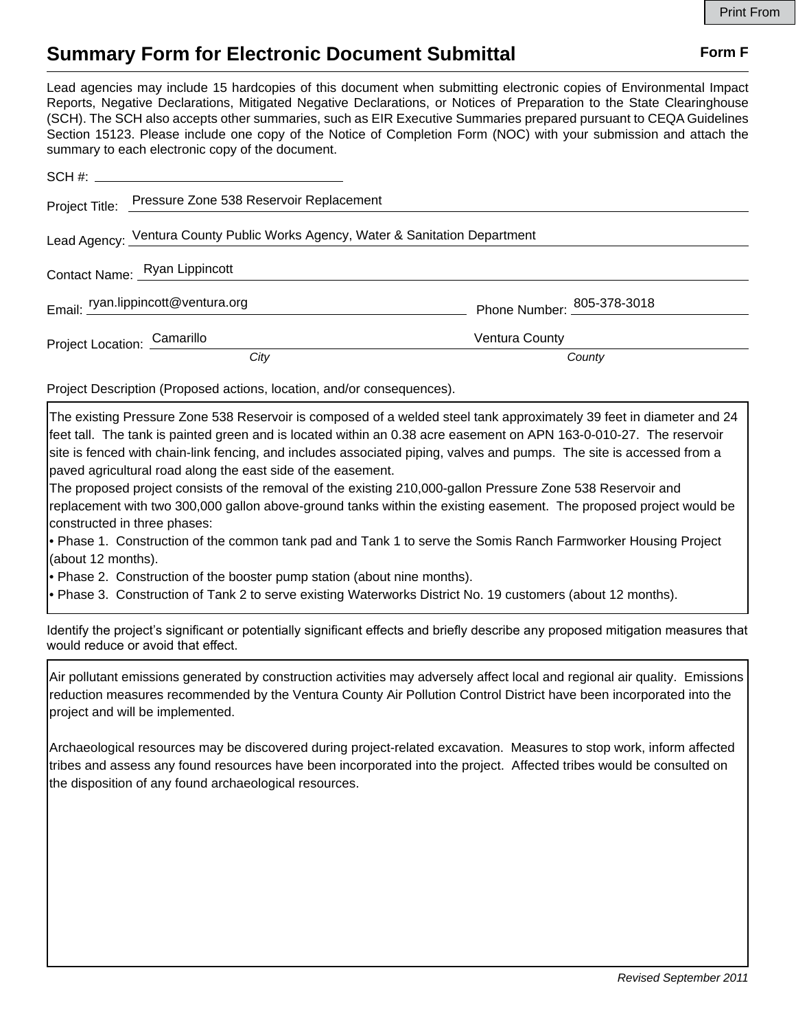# Summary Form for Electronic Document Submittal

**Form F**

Lead agencies may include 15 hardcopies of this document when submitting electronic copies of Environmental Impact Reports, Negative Declarations, Mitigated Negative Declarations, or Notices of Preparation to the State Clearinghouse (SCH). The SCH also accepts other summaries, such as EIR Executive Summaries prepared pursuant to CEQA Guidelines Section 15123. Please include one copy of the Notice of Completion Form (NOC) with your submission and attach the summary to each electronic copy of the document.

SCH #: 

Project Title: Pressure Zone 538 Reservoir Replacement

Lead Agency: Ventura County Public Works Agency, Water & Sanitation Department

Contact Name: Ryan Lippincott

Email: ryan.lippincott@ventura.org

Phone Number: 805-378-3018

Project Location: Camarillo (*City*), Ventura County (*County*)

Project Description (Proposed actions, location, and/or consequences).

The existing Pressure Zone 538 Reservoir is composed of a welded steel tank approximately 39 feet in diameter and 24 feet tall. The tank is painted green and is located within an 0.38 acre easement on APN 163-0-010-27. The reservoir site is fenced with chain-link fencing, and includes associated piping, valves and pumps. The site is accessed from a paved agricultural road along the east side of the easement.

The proposed project consists of the removal of the existing 210,000-gallon Pressure Zone 538 Reservoir and replacement with two 300,000 gallon above-ground tanks within the existing easement. The proposed project would be constructed in three phases:

- Phase 1. Construction of the common tank pad and Tank 1 to serve the Somis Ranch Farmworker Housing Project (about 12 months).
- Phase 2. Construction of the booster pump station (about nine months).
- Phase 3. Construction of Tank 2 to serve existing Waterworks District No. 19 customers (about 12 months).

Identify the project's significant or potentially significant effects and briefly describe any proposed mitigation measures that would reduce or avoid that effect.

Air pollutant emissions generated by construction activities may adversely affect local and regional air quality. Emissions reduction measures recommended by the Ventura County Air Pollution Control District have been incorporated into the project and will be implemented.

Archaeological resources may be discovered during project-related excavation. Measures to stop work, inform affected tribes and assess any found resources have been incorporated into the project. Affected tribes would be consulted on the disposition of any found archaeological resources.

*Revised September 2011*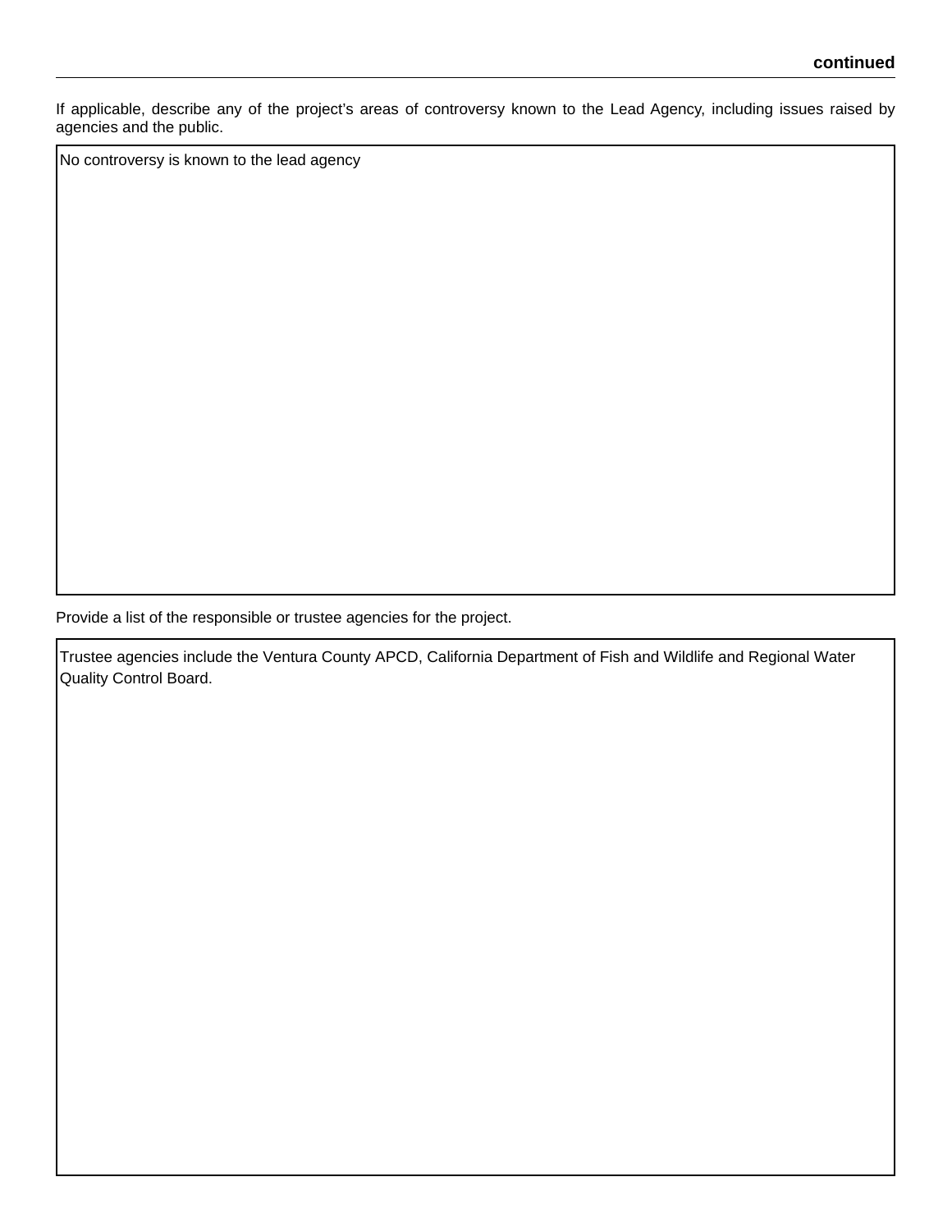If applicable, describe any of the project's areas of controversy known to the Lead Agency, including issues raised by agencies and the public.

No controversy is known to the lead agency

Provide a list of the responsible or trustee agencies for the project.

Trustee agencies include the Ventura County APCD, California Department of Fish and Wildlife and Regional Water Quality Control Board.